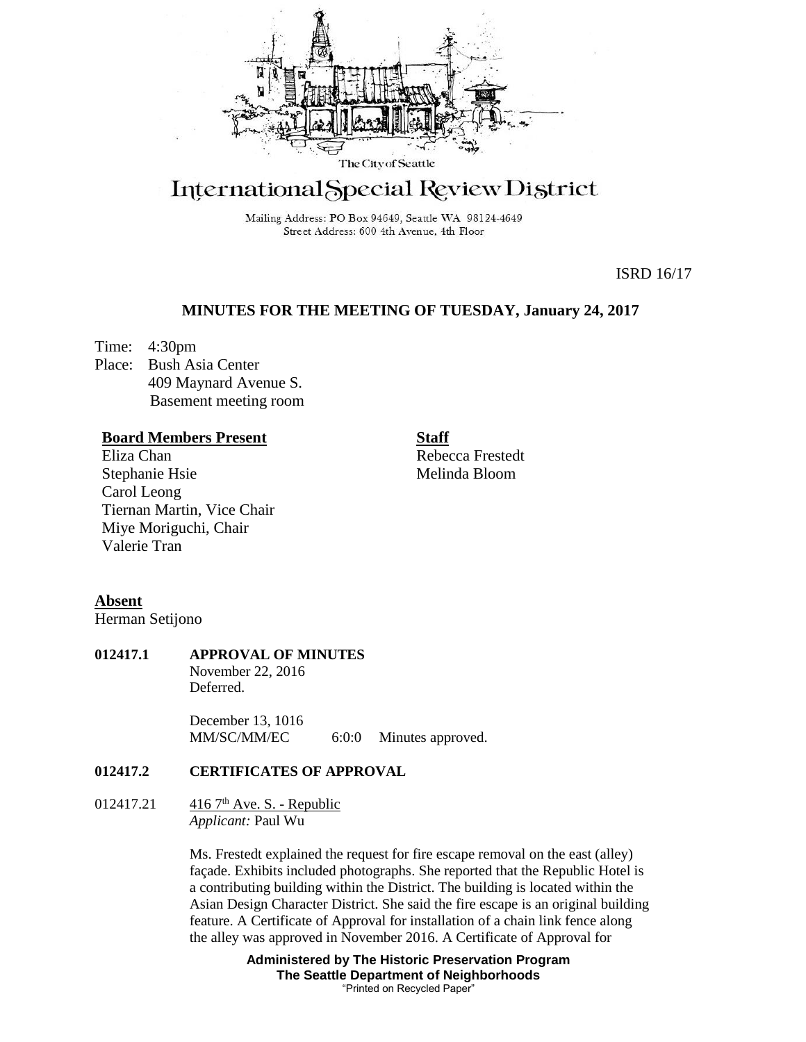The City of Seattle

# International Special Review District

Mailing Address: PO Box 94649, Seattle WA 98124-4649
Street Address: 600 4th Avenue, 4th Floor

ISRD 16/17

## MINUTES FOR THE MEETING OF TUESDAY, January 24, 2017

Time: 4:30pm
Place: Bush Asia Center
409 Maynard Avenue S.
Basement meeting room

**Board Members Present**
Eliza Chan
Stephanie Hsie
Carol Leong
Tiernan Martin, Vice Chair
Miye Moriguchi, Chair
Valerie Tran

**Staff**
Rebecca Frestedt
Melinda Bloom

**Absent**
Herman Setijono

**012417.1 APPROVAL OF MINUTES**
November 22, 2016
Deferred.

December 13, 1016
MM/SC/MM/EC 6:0:0 Minutes approved.

**012417.2 CERTIFICATES OF APPROVAL**

012417.21 416 7th Ave. S. - Republic
*Applicant:* Paul Wu

Ms. Frestedt explained the request for fire escape removal on the east (alley) façade. Exhibits included photographs. She reported that the Republic Hotel is a contributing building within the District. The building is located within the Asian Design Character District. She said the fire escape is an original building feature. A Certificate of Approval for installation of a chain link fence along the alley was approved in November 2016. A Certificate of Approval for

Administered by The Historic Preservation Program
The Seattle Department of Neighborhoods
"Printed on Recycled Paper"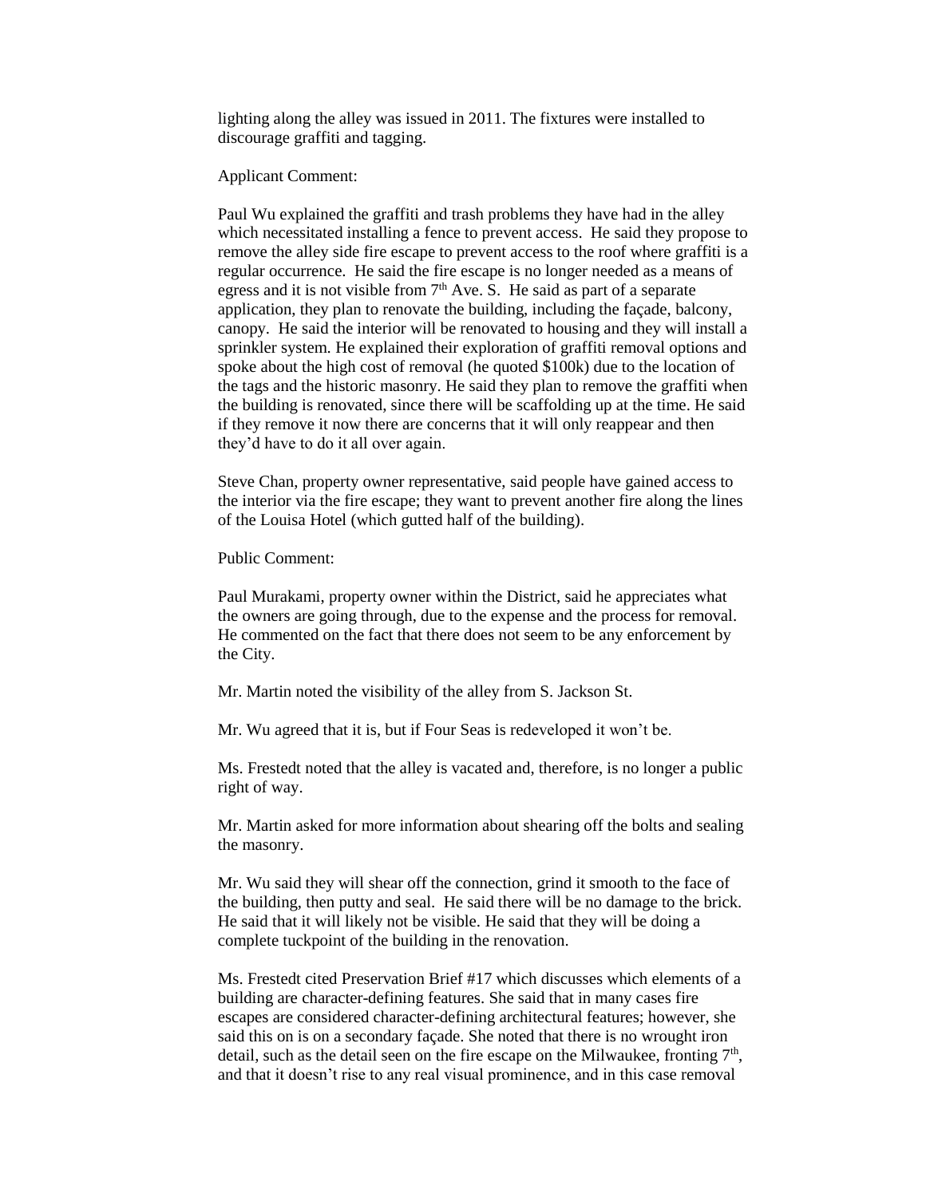lighting along the alley was issued in 2011. The fixtures were installed to discourage graffiti and tagging.

Applicant Comment:

Paul Wu explained the graffiti and trash problems they have had in the alley which necessitated installing a fence to prevent access. He said they propose to remove the alley side fire escape to prevent access to the roof where graffiti is a regular occurrence. He said the fire escape is no longer needed as a means of egress and it is not visible from 7th Ave. S. He said as part of a separate application, they plan to renovate the building, including the façade, balcony, canopy. He said the interior will be renovated to housing and they will install a sprinkler system. He explained their exploration of graffiti removal options and spoke about the high cost of removal (he quoted $100k) due to the location of the tags and the historic masonry. He said they plan to remove the graffiti when the building is renovated, since there will be scaffolding up at the time. He said if they remove it now there are concerns that it will only reappear and then they'd have to do it all over again.

Steve Chan, property owner representative, said people have gained access to the interior via the fire escape; they want to prevent another fire along the lines of the Louisa Hotel (which gutted half of the building).

Public Comment:

Paul Murakami, property owner within the District, said he appreciates what the owners are going through, due to the expense and the process for removal. He commented on the fact that there does not seem to be any enforcement by the City.

Mr. Martin noted the visibility of the alley from S. Jackson St.

Mr. Wu agreed that it is, but if Four Seas is redeveloped it won't be.

Ms. Frestedt noted that the alley is vacated and, therefore, is no longer a public right of way.

Mr. Martin asked for more information about shearing off the bolts and sealing the masonry.

Mr. Wu said they will shear off the connection, grind it smooth to the face of the building, then putty and seal. He said there will be no damage to the brick. He said that it will likely not be visible. He said that they will be doing a complete tuckpoint of the building in the renovation.

Ms. Frestedt cited Preservation Brief #17 which discusses which elements of a building are character-defining features. She said that in many cases fire escapes are considered character-defining architectural features; however, she said this on is on a secondary façade. She noted that there is no wrought iron detail, such as the detail seen on the fire escape on the Milwaukee, fronting 7th, and that it doesn't rise to any real visual prominence, and in this case removal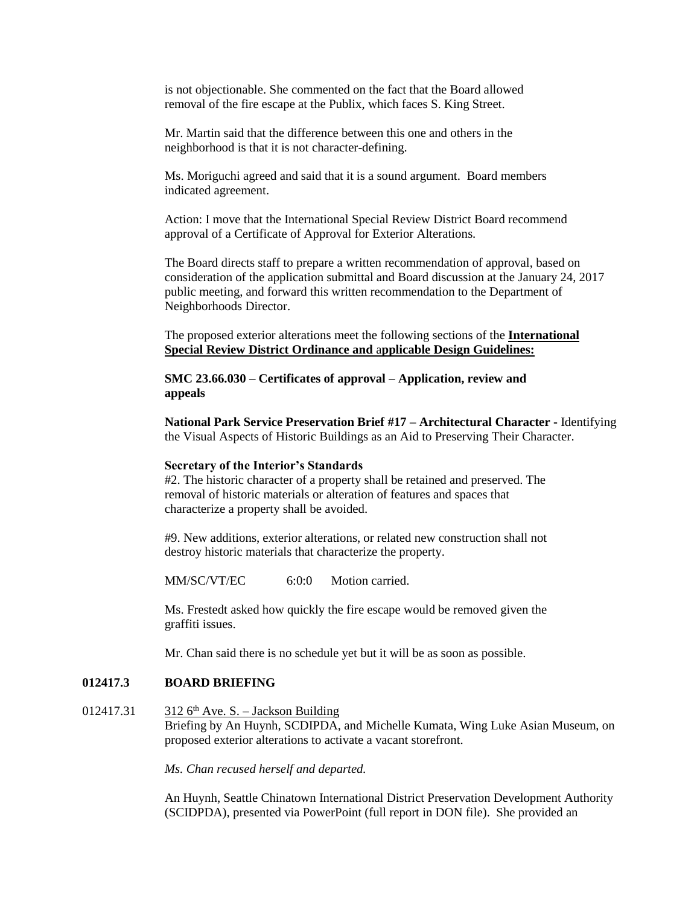is not objectionable. She commented on the fact that the Board allowed removal of the fire escape at the Publix, which faces S. King Street.

Mr. Martin said that the difference between this one and others in the neighborhood is that it is not character-defining.

Ms. Moriguchi agreed and said that it is a sound argument. Board members indicated agreement.

Action: I move that the International Special Review District Board recommend approval of a Certificate of Approval for Exterior Alterations.

The Board directs staff to prepare a written recommendation of approval, based on consideration of the application submittal and Board discussion at the January 24, 2017 public meeting, and forward this written recommendation to the Department of Neighborhoods Director.

The proposed exterior alterations meet the following sections of the **International Special Review District Ordinance and applicable Design Guidelines:**

**SMC 23.66.030 – Certificates of approval – Application, review and appeals**

**National Park Service Preservation Brief #17 – Architectural Character** - Identifying the Visual Aspects of Historic Buildings as an Aid to Preserving Their Character.

**Secretary of the Interior's Standards**

#2. The historic character of a property shall be retained and preserved. The removal of historic materials or alteration of features and spaces that characterize a property shall be avoided.

#9. New additions, exterior alterations, or related new construction shall not destroy historic materials that characterize the property.

MM/SC/VT/EC 6:0:0 Motion carried.

Ms. Frestedt asked how quickly the fire escape would be removed given the graffiti issues.

Mr. Chan said there is no schedule yet but it will be as soon as possible.

## 012417.3 BOARD BRIEFING

012417.31 312 6th Ave. S. – Jackson Building

Briefing by An Huynh, SCDIPDA, and Michelle Kumata, Wing Luke Asian Museum, on proposed exterior alterations to activate a vacant storefront.

*Ms. Chan recused herself and departed.*

An Huynh, Seattle Chinatown International District Preservation Development Authority (SCIDPDA), presented via PowerPoint (full report in DON file). She provided an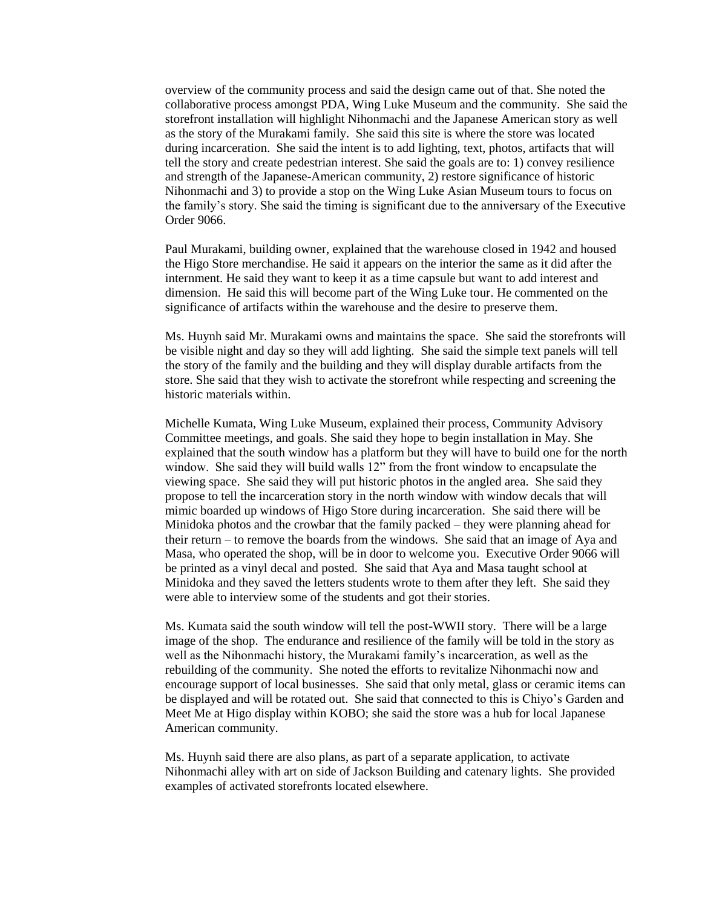overview of the community process and said the design came out of that. She noted the collaborative process amongst PDA, Wing Luke Museum and the community. She said the storefront installation will highlight Nihonmachi and the Japanese American story as well as the story of the Murakami family. She said this site is where the store was located during incarceration. She said the intent is to add lighting, text, photos, artifacts that will tell the story and create pedestrian interest. She said the goals are to: 1) convey resilience and strength of the Japanese-American community, 2) restore significance of historic Nihonmachi and 3) to provide a stop on the Wing Luke Asian Museum tours to focus on the family's story. She said the timing is significant due to the anniversary of the Executive Order 9066.

Paul Murakami, building owner, explained that the warehouse closed in 1942 and housed the Higo Store merchandise. He said it appears on the interior the same as it did after the internment. He said they want to keep it as a time capsule but want to add interest and dimension. He said this will become part of the Wing Luke tour. He commented on the significance of artifacts within the warehouse and the desire to preserve them.

Ms. Huynh said Mr. Murakami owns and maintains the space. She said the storefronts will be visible night and day so they will add lighting. She said the simple text panels will tell the story of the family and the building and they will display durable artifacts from the store. She said that they wish to activate the storefront while respecting and screening the historic materials within.

Michelle Kumata, Wing Luke Museum, explained their process, Community Advisory Committee meetings, and goals. She said they hope to begin installation in May. She explained that the south window has a platform but they will have to build one for the north window. She said they will build walls 12" from the front window to encapsulate the viewing space. She said they will put historic photos in the angled area. She said they propose to tell the incarceration story in the north window with window decals that will mimic boarded up windows of Higo Store during incarceration. She said there will be Minidoka photos and the crowbar that the family packed – they were planning ahead for their return – to remove the boards from the windows. She said that an image of Aya and Masa, who operated the shop, will be in door to welcome you. Executive Order 9066 will be printed as a vinyl decal and posted. She said that Aya and Masa taught school at Minidoka and they saved the letters students wrote to them after they left. She said they were able to interview some of the students and got their stories.

Ms. Kumata said the south window will tell the post-WWII story. There will be a large image of the shop. The endurance and resilience of the family will be told in the story as well as the Nihonmachi history, the Murakami family's incarceration, as well as the rebuilding of the community. She noted the efforts to revitalize Nihonmachi now and encourage support of local businesses. She said that only metal, glass or ceramic items can be displayed and will be rotated out. She said that connected to this is Chiyo's Garden and Meet Me at Higo display within KOBO; she said the store was a hub for local Japanese American community.

Ms. Huynh said there are also plans, as part of a separate application, to activate Nihonmachi alley with art on side of Jackson Building and catenary lights. She provided examples of activated storefronts located elsewhere.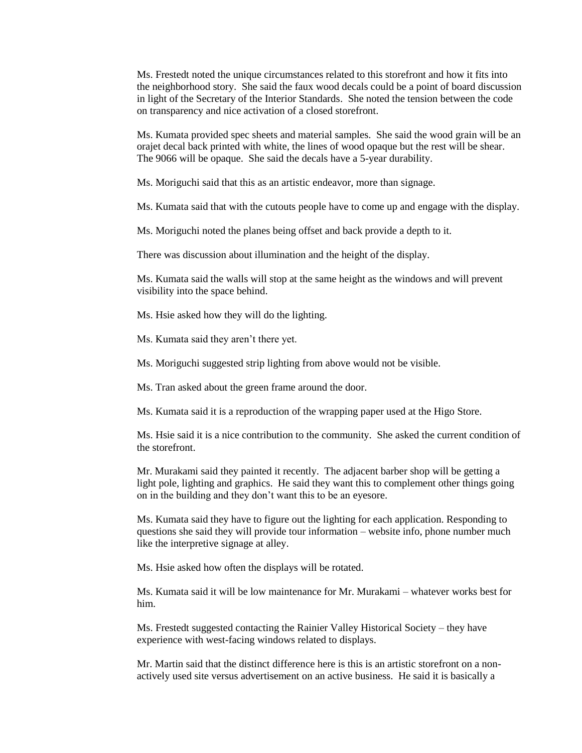Ms. Frestedt noted the unique circumstances related to this storefront and how it fits into the neighborhood story. She said the faux wood decals could be a point of board discussion in light of the Secretary of the Interior Standards. She noted the tension between the code on transparency and nice activation of a closed storefront.

Ms. Kumata provided spec sheets and material samples. She said the wood grain will be an orajet decal back printed with white, the lines of wood opaque but the rest will be shear. The 9066 will be opaque. She said the decals have a 5-year durability.

Ms. Moriguchi said that this as an artistic endeavor, more than signage.

Ms. Kumata said that with the cutouts people have to come up and engage with the display.

Ms. Moriguchi noted the planes being offset and back provide a depth to it.

There was discussion about illumination and the height of the display.

Ms. Kumata said the walls will stop at the same height as the windows and will prevent visibility into the space behind.

Ms. Hsie asked how they will do the lighting.

Ms. Kumata said they aren't there yet.

Ms. Moriguchi suggested strip lighting from above would not be visible.

Ms. Tran asked about the green frame around the door.

Ms. Kumata said it is a reproduction of the wrapping paper used at the Higo Store.

Ms. Hsie said it is a nice contribution to the community. She asked the current condition of the storefront.

Mr. Murakami said they painted it recently. The adjacent barber shop will be getting a light pole, lighting and graphics. He said they want this to complement other things going on in the building and they don't want this to be an eyesore.

Ms. Kumata said they have to figure out the lighting for each application. Responding to questions she said they will provide tour information – website info, phone number much like the interpretive signage at alley.

Ms. Hsie asked how often the displays will be rotated.

Ms. Kumata said it will be low maintenance for Mr. Murakami – whatever works best for him.

Ms. Frestedt suggested contacting the Rainier Valley Historical Society – they have experience with west-facing windows related to displays.

Mr. Martin said that the distinct difference here is this is an artistic storefront on a non-actively used site versus advertisement on an active business. He said it is basically a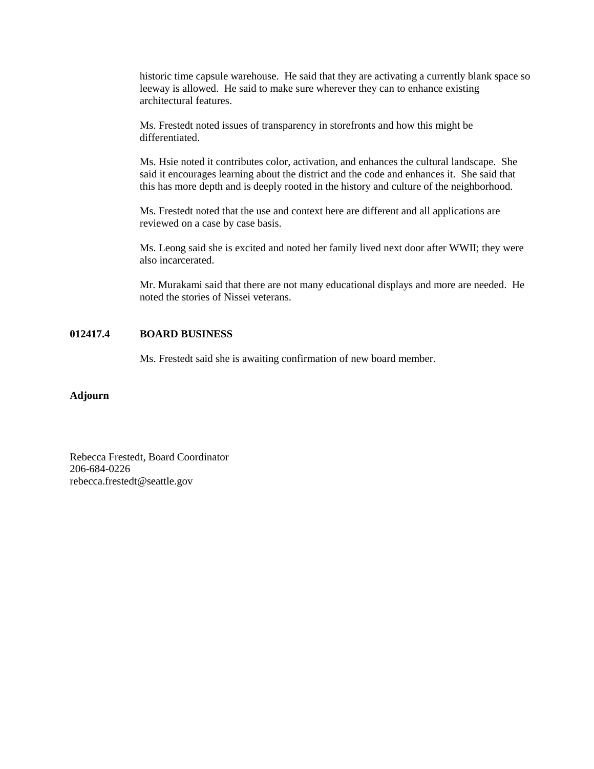historic time capsule warehouse. He said that they are activating a currently blank space so leeway is allowed. He said to make sure wherever they can to enhance existing architectural features.

Ms. Frestedt noted issues of transparency in storefronts and how this might be differentiated.

Ms. Hsie noted it contributes color, activation, and enhances the cultural landscape. She said it encourages learning about the district and the code and enhances it. She said that this has more depth and is deeply rooted in the history and culture of the neighborhood.

Ms. Frestedt noted that the use and context here are different and all applications are reviewed on a case by case basis.

Ms. Leong said she is excited and noted her family lived next door after WWII; they were also incarcerated.

Mr. Murakami said that there are not many educational displays and more are needed. He noted the stories of Nissei veterans.

**012417.4 BOARD BUSINESS**

Ms. Frestedt said she is awaiting confirmation of new board member.

**Adjourn**

Rebecca Frestedt, Board Coordinator
206-684-0226
rebecca.frestedt@seattle.gov